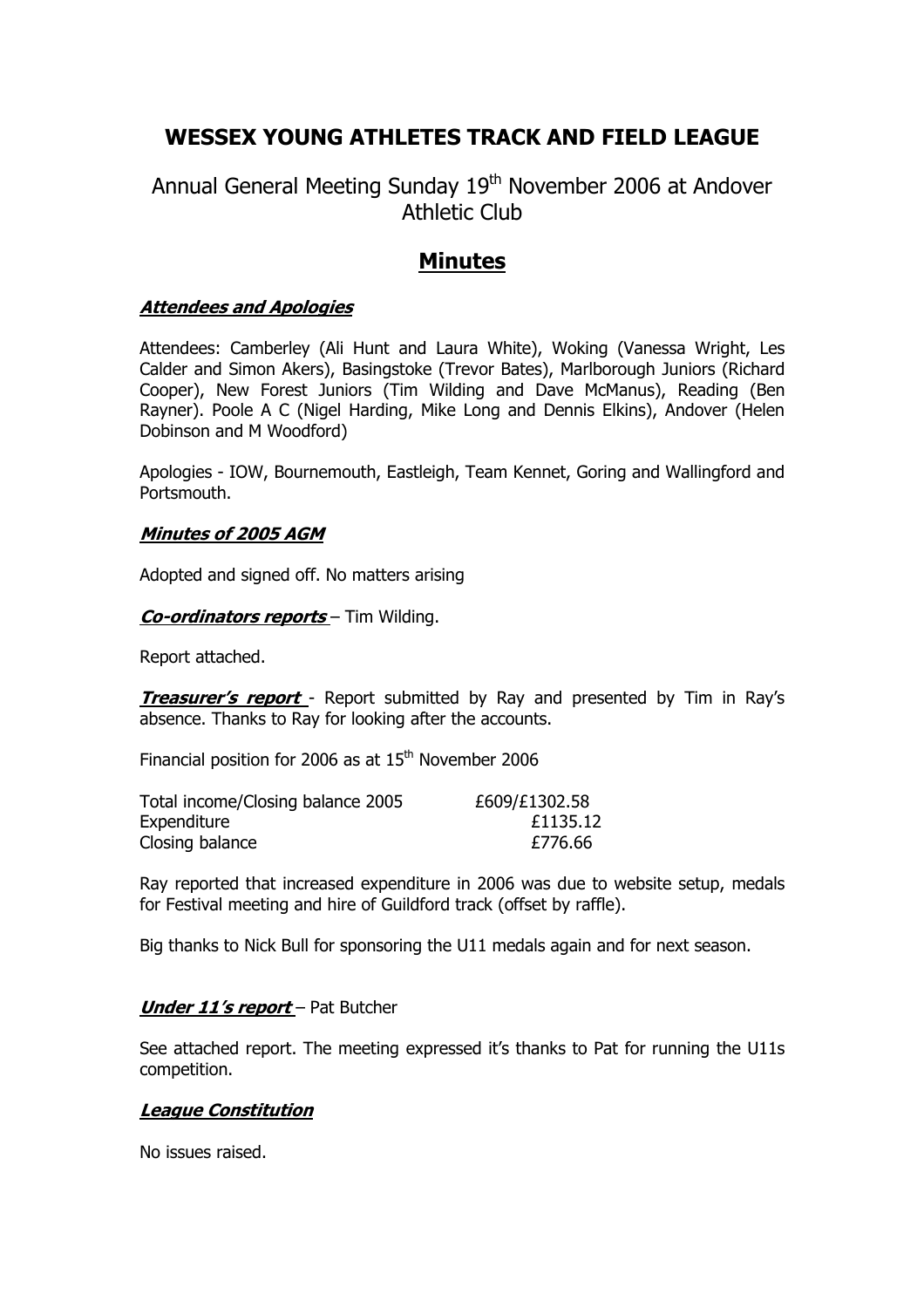# WESSEX YOUNG ATHLETES TRACK AND FIELD LEAGUE

## Annual General Meeting Sunday 19th November 2006 at Andover Athletic Club

## Minutes

### ***Attendees and Apologies***

Attendees: Camberley (Ali Hunt and Laura White), Woking (Vanessa Wright, Les Calder and Simon Akers), Basingstoke (Trevor Bates), Marlborough Juniors (Richard Cooper), New Forest Juniors (Tim Wilding and Dave McManus), Reading (Ben Rayner). Poole A C (Nigel Harding, Mike Long and Dennis Elkins), Andover (Helen Dobinson and M Woodford)

Apologies - IOW, Bournemouth, Eastleigh, Team Kennet, Goring and Wallingford and Portsmouth.

### ***Minutes of 2005 AGM***

Adopted and signed off. No matters arising

***Co-ordinators reports*** – Tim Wilding.

Report attached.

***Treasurer's report*** - Report submitted by Ray and presented by Tim in Ray's absence. Thanks to Ray for looking after the accounts.

Financial position for 2006 as at 15th November 2006

| | |
|---|---|
| Total income/Closing balance 2005 | £609/£1302.58 |
| Expenditure | £1135.12 |
| Closing balance | £776.66 |

Ray reported that increased expenditure in 2006 was due to website setup, medals for Festival meeting and hire of Guildford track (offset by raffle).

Big thanks to Nick Bull for sponsoring the U11 medals again and for next season.

***Under 11's report*** – Pat Butcher

See attached report. The meeting expressed it's thanks to Pat for running the U11s competition.

### ***League Constitution***

No issues raised.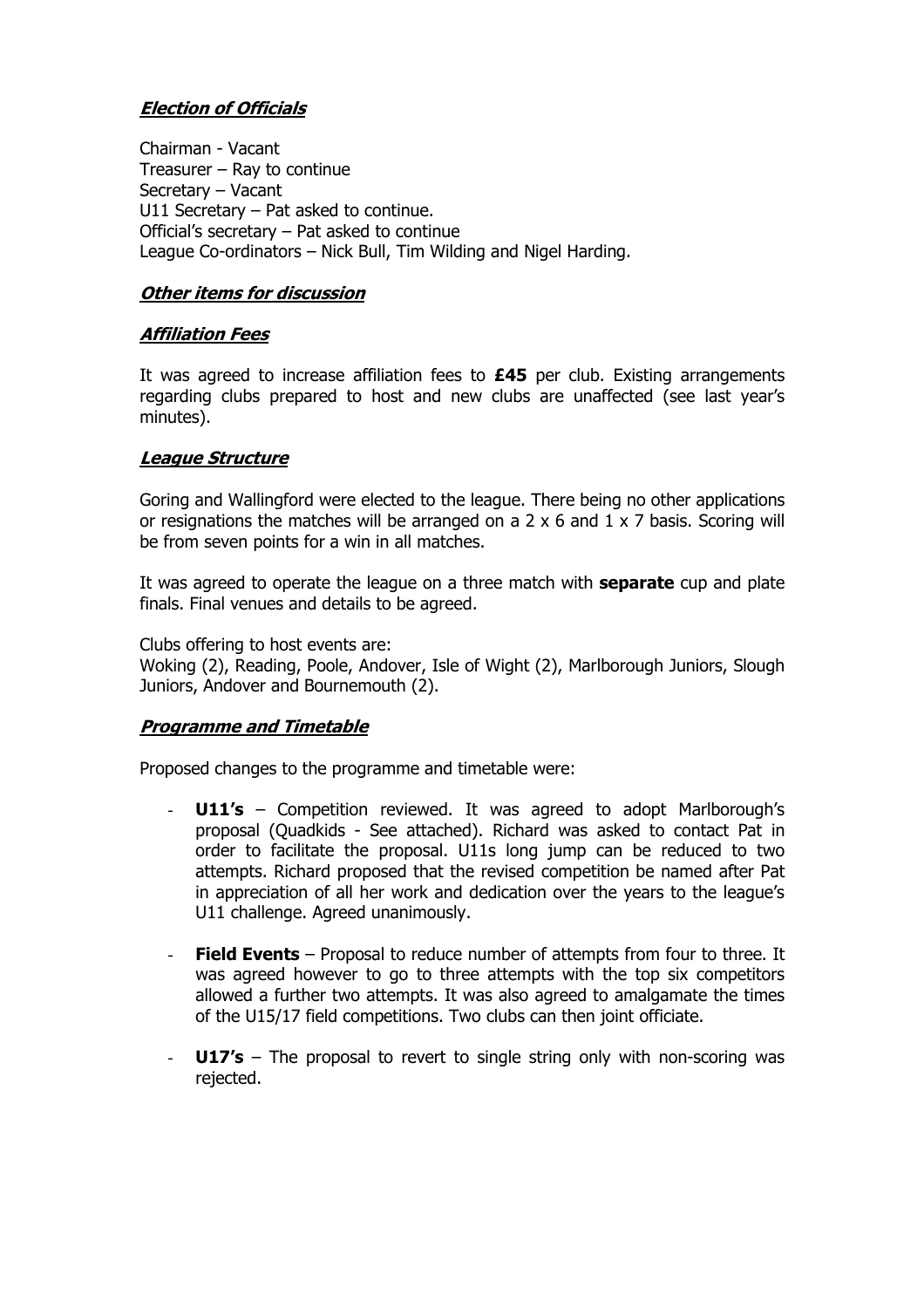## ***Election of Officials***

Chairman - Vacant
Treasurer – Ray to continue
Secretary – Vacant
U11 Secretary – Pat asked to continue.
Official's secretary – Pat asked to continue
League Co-ordinators – Nick Bull, Tim Wilding and Nigel Harding.

## ***Other items for discussion***

### ***Affiliation Fees***

It was agreed to increase affiliation fees to **£45** per club. Existing arrangements regarding clubs prepared to host and new clubs are unaffected (see last year's minutes).

### ***League Structure***

Goring and Wallingford were elected to the league. There being no other applications or resignations the matches will be arranged on a 2 x 6 and 1 x 7 basis. Scoring will be from seven points for a win in all matches.

It was agreed to operate the league on a three match with **separate** cup and plate finals. Final venues and details to be agreed.

Clubs offering to host events are:
Woking (2), Reading, Poole, Andover, Isle of Wight (2), Marlborough Juniors, Slough Juniors, Andover and Bournemouth (2).

### ***Programme and Timetable***

Proposed changes to the programme and timetable were:

- **U11's** – Competition reviewed. It was agreed to adopt Marlborough's proposal (Quadkids - See attached). Richard was asked to contact Pat in order to facilitate the proposal. U11s long jump can be reduced to two attempts. Richard proposed that the revised competition be named after Pat in appreciation of all her work and dedication over the years to the league's U11 challenge. Agreed unanimously.
- **Field Events** – Proposal to reduce number of attempts from four to three. It was agreed however to go to three attempts with the top six competitors allowed a further two attempts. It was also agreed to amalgamate the times of the U15/17 field competitions. Two clubs can then joint officiate.
- **U17's** – The proposal to revert to single string only with non-scoring was rejected.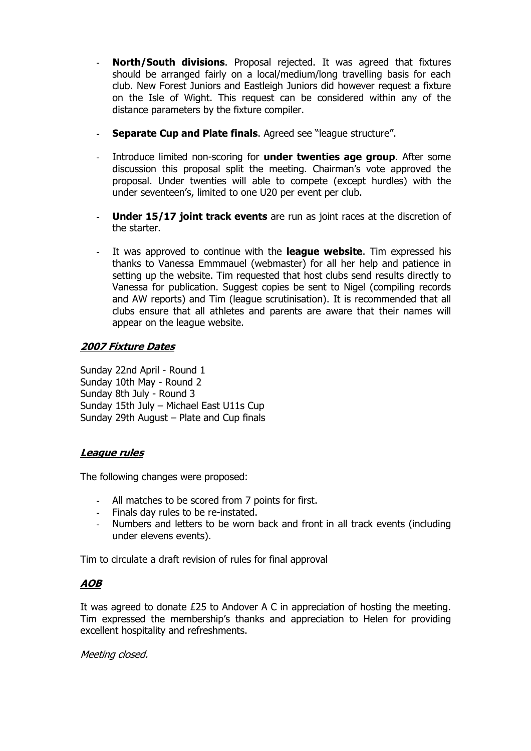- **North/South divisions**. Proposal rejected. It was agreed that fixtures should be arranged fairly on a local/medium/long travelling basis for each club. New Forest Juniors and Eastleigh Juniors did however request a fixture on the Isle of Wight. This request can be considered within any of the distance parameters by the fixture compiler.

- **Separate Cup and Plate finals**. Agreed see "league structure".

- Introduce limited non-scoring for **under twenties age group**. After some discussion this proposal split the meeting. Chairman's vote approved the proposal. Under twenties will able to compete (except hurdles) with the under seventeen's, limited to one U20 per event per club.

- **Under 15/17 joint track events** are run as joint races at the discretion of the starter.

- It was approved to continue with the **league website**. Tim expressed his thanks to Vanessa Emmmauel (webmaster) for all her help and patience in setting up the website. Tim requested that host clubs send results directly to Vanessa for publication. Suggest copies be sent to Nigel (compiling records and AW reports) and Tim (league scrutinisation). It is recommended that all clubs ensure that all athletes and parents are aware that their names will appear on the league website.

## ***2007 Fixture Dates***

Sunday 22nd April - Round 1
Sunday 10th May - Round 2
Sunday 8th July - Round 3
Sunday 15th July – Michael East U11s Cup
Sunday 29th August – Plate and Cup finals

## ***League rules***

The following changes were proposed:

- All matches to be scored from 7 points for first.
- Finals day rules to be re-instated.
- Numbers and letters to be worn back and front in all track events (including under elevens events).

Tim to circulate a draft revision of rules for final approval

## ***AOB***

It was agreed to donate £25 to Andover A C in appreciation of hosting the meeting. Tim expressed the membership's thanks and appreciation to Helen for providing excellent hospitality and refreshments.

*Meeting closed.*